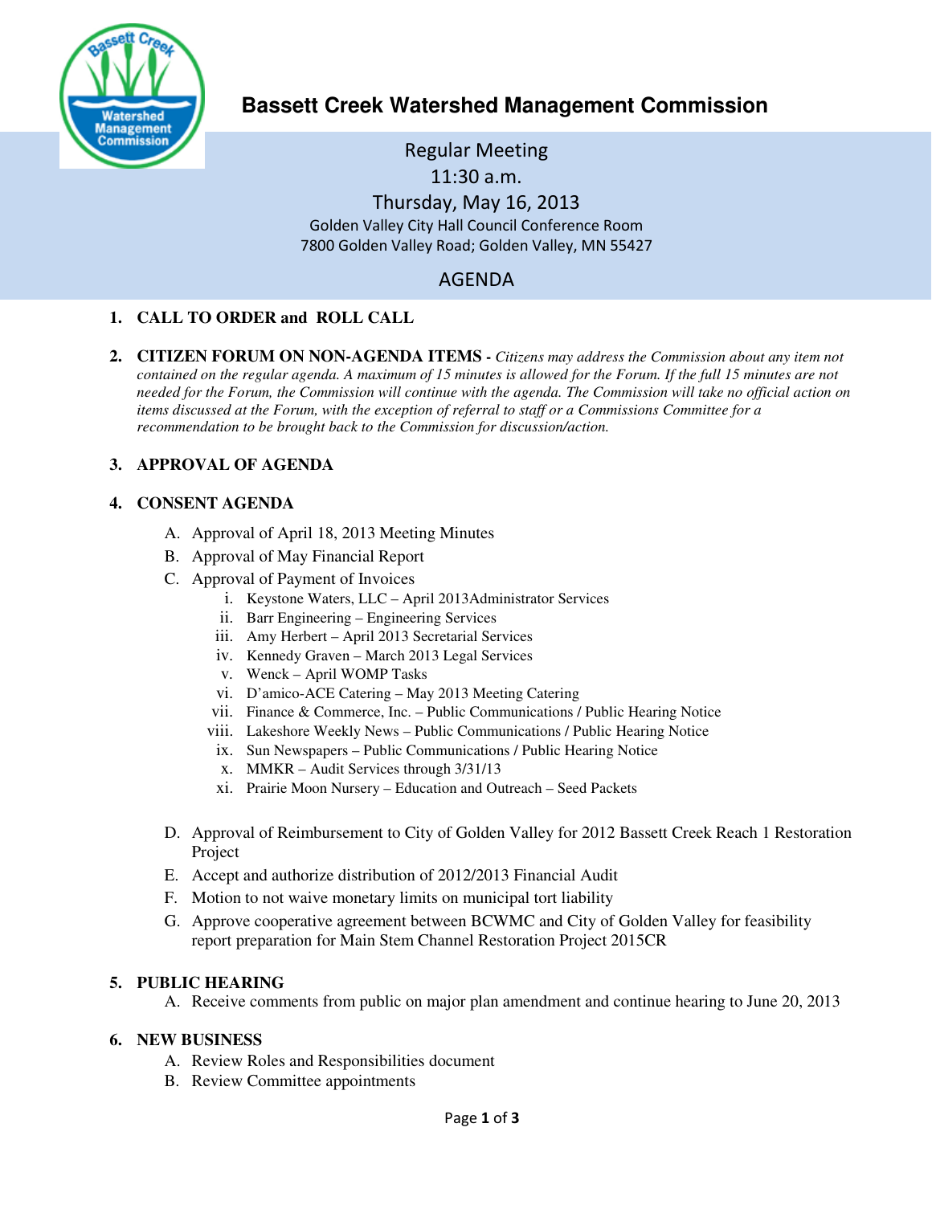# Bassett Creek Watershed Management Commission

Regular Meeting
11:30 a.m.
Thursday, May 16, 2013
Golden Valley City Hall Council Conference Room
7800 Golden Valley Road; Golden Valley, MN 55427

## AGENDA

1. **CALL TO ORDER and ROLL CALL**

2. **CITIZEN FORUM ON NON-AGENDA ITEMS -** *Citizens may address the Commission about any item not contained on the regular agenda. A maximum of 15 minutes is allowed for the Forum. If the full 15 minutes are not needed for the Forum, the Commission will continue with the agenda. The Commission will take no official action on items discussed at the Forum, with the exception of referral to staff or a Commissions Committee for a recommendation to be brought back to the Commission for discussion/action.*

3. **APPROVAL OF AGENDA**

4. **CONSENT AGENDA**
   - A. Approval of April 18, 2013 Meeting Minutes
   - B. Approval of May Financial Report
   - C. Approval of Payment of Invoices
     - i. Keystone Waters, LLC – April 2013Administrator Services
     - ii. Barr Engineering – Engineering Services
     - iii. Amy Herbert – April 2013 Secretarial Services
     - iv. Kennedy Graven – March 2013 Legal Services
     - v. Wenck – April WOMP Tasks
     - vi. D'amico-ACE Catering – May 2013 Meeting Catering
     - vii. Finance & Commerce, Inc. – Public Communications / Public Hearing Notice
     - viii. Lakeshore Weekly News – Public Communications / Public Hearing Notice
     - ix. Sun Newspapers – Public Communications / Public Hearing Notice
     - x. MMKR – Audit Services through 3/31/13
     - xi. Prairie Moon Nursery – Education and Outreach – Seed Packets
   - D. Approval of Reimbursement to City of Golden Valley for 2012 Bassett Creek Reach 1 Restoration Project
   - E. Accept and authorize distribution of 2012/2013 Financial Audit
   - F. Motion to not waive monetary limits on municipal tort liability
   - G. Approve cooperative agreement between BCWMC and City of Golden Valley for feasibility report preparation for Main Stem Channel Restoration Project 2015CR

5. **PUBLIC HEARING**
   - A. Receive comments from public on major plan amendment and continue hearing to June 20, 2013

6. **NEW BUSINESS**
   - A. Review Roles and Responsibilities document
   - B. Review Committee appointments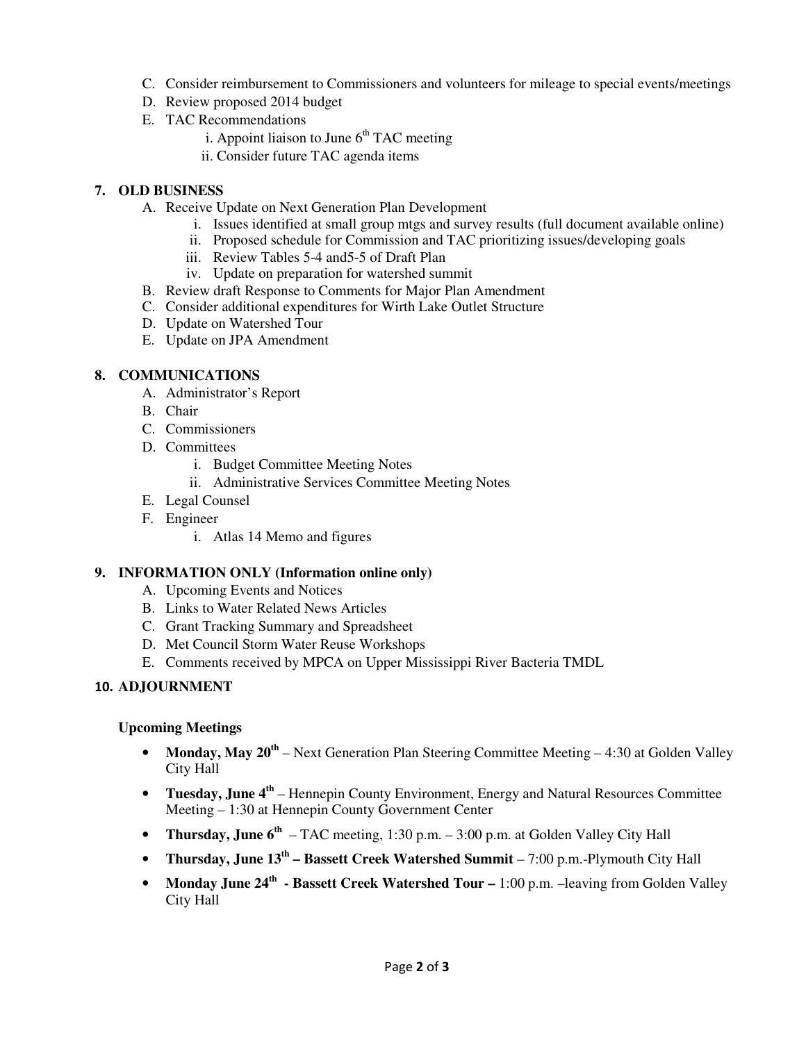C. Consider reimbursement to Commissioners and volunteers for mileage to special events/meetings
D. Review proposed 2014 budget
E. TAC Recommendations
   i. Appoint liaison to June 6th TAC meeting
   ii. Consider future TAC agenda items

## 7. OLD BUSINESS

A. Receive Update on Next Generation Plan Development
   i. Issues identified at small group mtgs and survey results (full document available online)
   ii. Proposed schedule for Commission and TAC prioritizing issues/developing goals
   iii. Review Tables 5-4 and5-5 of Draft Plan
   iv. Update on preparation for watershed summit
B. Review draft Response to Comments for Major Plan Amendment
C. Consider additional expenditures for Wirth Lake Outlet Structure
D. Update on Watershed Tour
E. Update on JPA Amendment

## 8. COMMUNICATIONS

A. Administrator's Report
B. Chair
C. Commissioners
D. Committees
   i. Budget Committee Meeting Notes
   ii. Administrative Services Committee Meeting Notes
E. Legal Counsel
F. Engineer
   i. Atlas 14 Memo and figures

## 9. INFORMATION ONLY (Information online only)

A. Upcoming Events and Notices
B. Links to Water Related News Articles
C. Grant Tracking Summary and Spreadsheet
D. Met Council Storm Water Reuse Workshops
E. Comments received by MPCA on Upper Mississippi River Bacteria TMDL

## 10. ADJOURNMENT

**Upcoming Meetings**

- **Monday, May 20th** – Next Generation Plan Steering Committee Meeting – 4:30 at Golden Valley City Hall
- **Tuesday, June 4th** – Hennepin County Environment, Energy and Natural Resources Committee Meeting – 1:30 at Hennepin County Government Center
- **Thursday, June 6th** – TAC meeting, 1:30 p.m. – 3:00 p.m. at Golden Valley City Hall
- **Thursday, June 13th – Bassett Creek Watershed Summit** – 7:00 p.m.-Plymouth City Hall
- **Monday June 24th - Bassett Creek Watershed Tour –** 1:00 p.m. –leaving from Golden Valley City Hall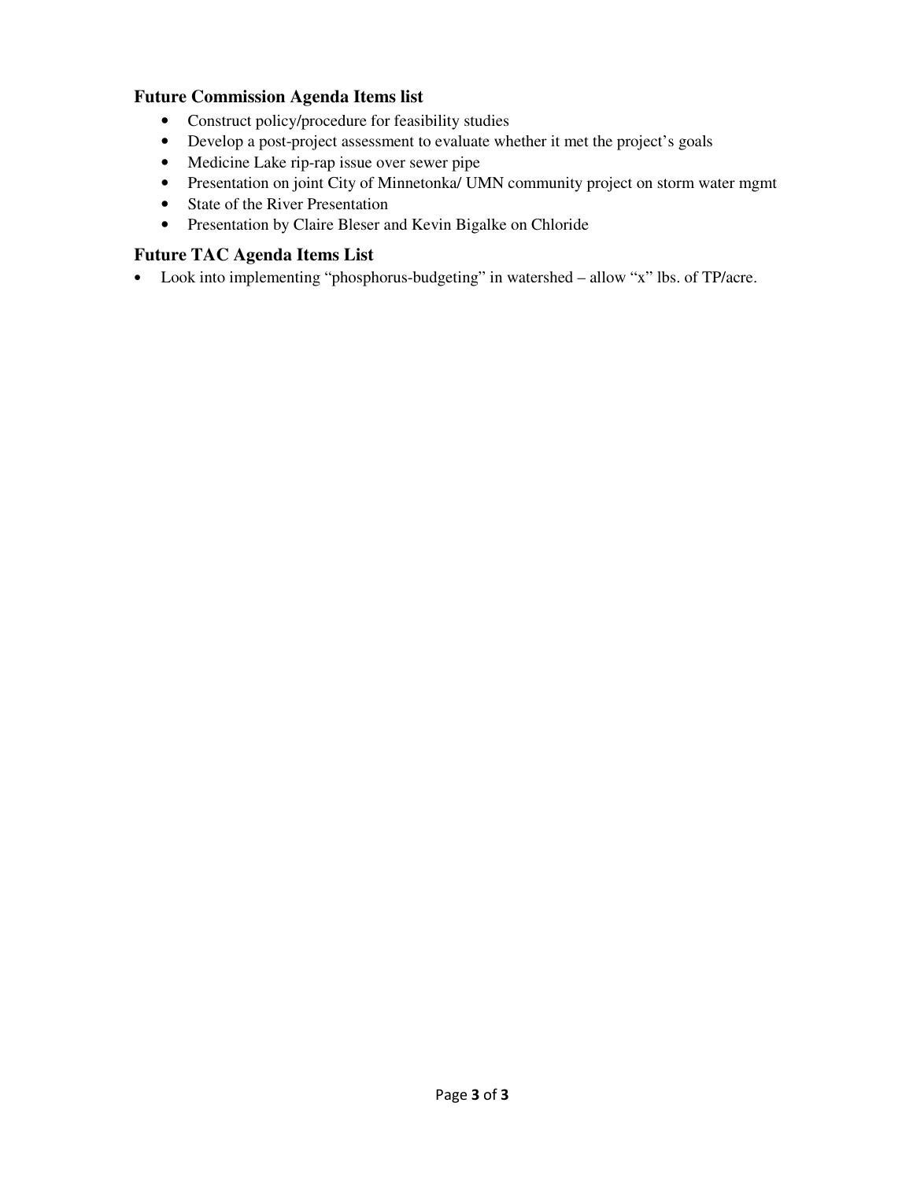### Future Commission Agenda Items list

- Construct policy/procedure for feasibility studies
- Develop a post-project assessment to evaluate whether it met the project's goals
- Medicine Lake rip-rap issue over sewer pipe
- Presentation on joint City of Minnetonka/ UMN community project on storm water mgmt
- State of the River Presentation
- Presentation by Claire Bleser and Kevin Bigalke on Chloride

### Future TAC Agenda Items List

- Look into implementing "phosphorus-budgeting" in watershed – allow "x" lbs. of TP/acre.